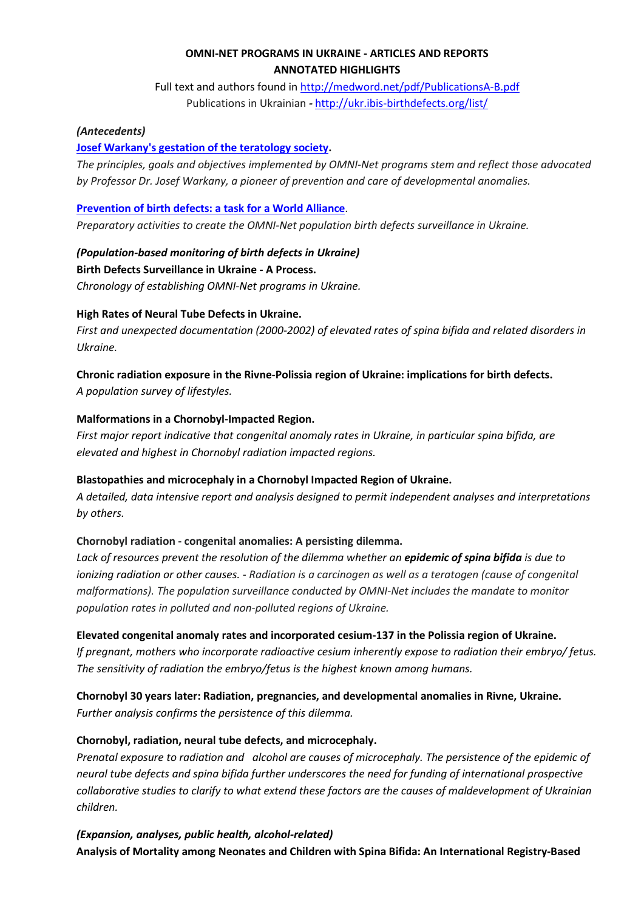**OMNI-NET PROGRAMS IN UKRAINE - ARTICLES AND REPORTS**
**ANNOTATED HIGHLIGHTS**

Full text and authors found in [http://medword.net/pdf/PublicationsA-B.pdf](http://medword.net/pdf/PublicationsA-B.pdf)
Publications in Ukrainian - [http://ukr.ibis-birthdefects.org/list/](http://ukr.ibis-birthdefects.org/list/)

***(Antecedents)***

**[Josef Warkany's gestation of the teratology society](#).**
*The principles, goals and objectives implemented by OMNI-Net programs stem and reflect those advocated by Professor Dr. Josef Warkany, a pioneer of prevention and care of developmental anomalies.*

**[Prevention of birth defects: a task for a World Alliance](#)**.
*Preparatory activities to create the OMNI-Net population birth defects surveillance in Ukraine.*

***(Population-based monitoring of birth defects in Ukraine)***

**Birth Defects Surveillance in Ukraine - A Process.**
*Chronology of establishing OMNI-Net programs in Ukraine.*

**High Rates of Neural Tube Defects in Ukraine.**
*First and unexpected documentation (2000-2002) of elevated rates of spina bifida and related disorders in Ukraine.*

**Chronic radiation exposure in the Rivne-Polissia region of Ukraine: implications for birth defects.**
*A population survey of lifestyles.*

**Malformations in a Chornobyl-Impacted Region.**
*First major report indicative that congenital anomaly rates in Ukraine, in particular spina bifida, are elevated and highest in Chornobyl radiation impacted regions.*

**Blastopathies and microcephaly in a Chornobyl Impacted Region of Ukraine.**
*A detailed, data intensive report and analysis designed to permit independent analyses and interpretations by others.*

**Chornobyl radiation - congenital anomalies: A persisting dilemma.**
*Lack of resources prevent the resolution of the dilemma whether an **epidemic of spina bifida** is due to ionizing radiation or other causes. - Radiation is a carcinogen as well as a teratogen (cause of congenital malformations). The population surveillance conducted by OMNI-Net includes the mandate to monitor population rates in polluted and non-polluted regions of Ukraine.*

**Elevated congenital anomaly rates and incorporated cesium-137 in the Polissia region of Ukraine.**
*If pregnant, mothers who incorporate radioactive cesium inherently expose to radiation their embryo/ fetus. The sensitivity of radiation the embryo/fetus is the highest known among humans.*

**Chornobyl 30 years later: Radiation, pregnancies, and developmental anomalies in Rivne, Ukraine.**
*Further analysis confirms the persistence of this dilemma.*

**Chornobyl, radiation, neural tube defects, and microcephaly.**
*Prenatal exposure to radiation and alcohol are causes of microcephaly. The persistence of the epidemic of neural tube defects and spina bifida further underscores the need for funding of international prospective collaborative studies to clarify to what extend these factors are the causes of maldevelopment of Ukrainian children.*

***(Expansion, analyses, public health, alcohol-related)***

**Analysis of Mortality among Neonates and Children with Spina Bifida: An International Registry-Based**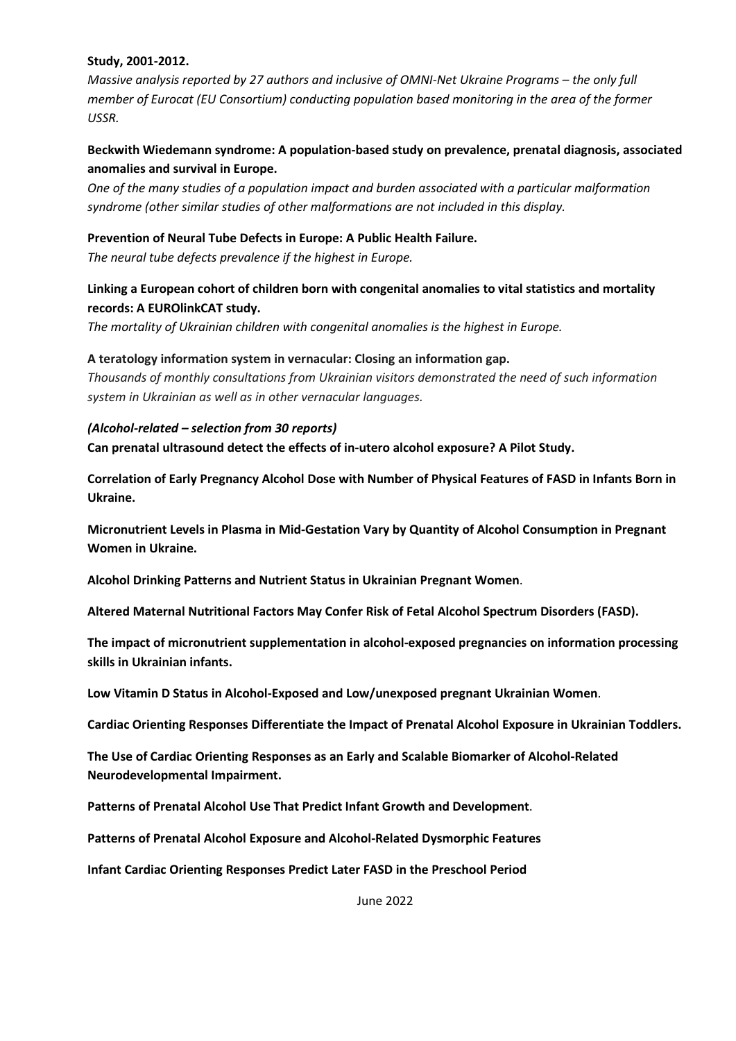**Study, 2001-2012.**

*Massive analysis reported by 27 authors and inclusive of OMNI-Net Ukraine Programs – the only full member of Eurocat (EU Consortium) conducting population based monitoring in the area of the former USSR.*

**Beckwith Wiedemann syndrome: A population-based study on prevalence, prenatal diagnosis, associated anomalies and survival in Europe.**

*One of the many studies of a population impact and burden associated with a particular malformation syndrome (other similar studies of other malformations are not included in this display.*

**Prevention of Neural Tube Defects in Europe: A Public Health Failure.**

*The neural tube defects prevalence if the highest in Europe.*

**Linking a European cohort of children born with congenital anomalies to vital statistics and mortality records: A EUROlinkCAT study.**

*The mortality of Ukrainian children with congenital anomalies is the highest in Europe.*

**A teratology information system in vernacular: Closing an information gap.**

*Thousands of monthly consultations from Ukrainian visitors demonstrated the need of such information system in Ukrainian as well as in other vernacular languages.*

***(Alcohol-related – selection from 30 reports)***

**Can prenatal ultrasound detect the effects of in-utero alcohol exposure? A Pilot Study.**

**Correlation of Early Pregnancy Alcohol Dose with Number of Physical Features of FASD in Infants Born in Ukraine.**

**Micronutrient Levels in Plasma in Mid-Gestation Vary by Quantity of Alcohol Consumption in Pregnant Women in Ukraine.**

**Alcohol Drinking Patterns and Nutrient Status in Ukrainian Pregnant Women**.

**Altered Maternal Nutritional Factors May Confer Risk of Fetal Alcohol Spectrum Disorders (FASD).**

**The impact of micronutrient supplementation in alcohol-exposed pregnancies on information processing skills in Ukrainian infants.**

**Low Vitamin D Status in Alcohol-Exposed and Low/unexposed pregnant Ukrainian Women**.

**Cardiac Orienting Responses Differentiate the Impact of Prenatal Alcohol Exposure in Ukrainian Toddlers.**

**The Use of Cardiac Orienting Responses as an Early and Scalable Biomarker of Alcohol-Related Neurodevelopmental Impairment.**

**Patterns of Prenatal Alcohol Use That Predict Infant Growth and Development**.

**Patterns of Prenatal Alcohol Exposure and Alcohol-Related Dysmorphic Features**

**Infant Cardiac Orienting Responses Predict Later FASD in the Preschool Period**

June 2022